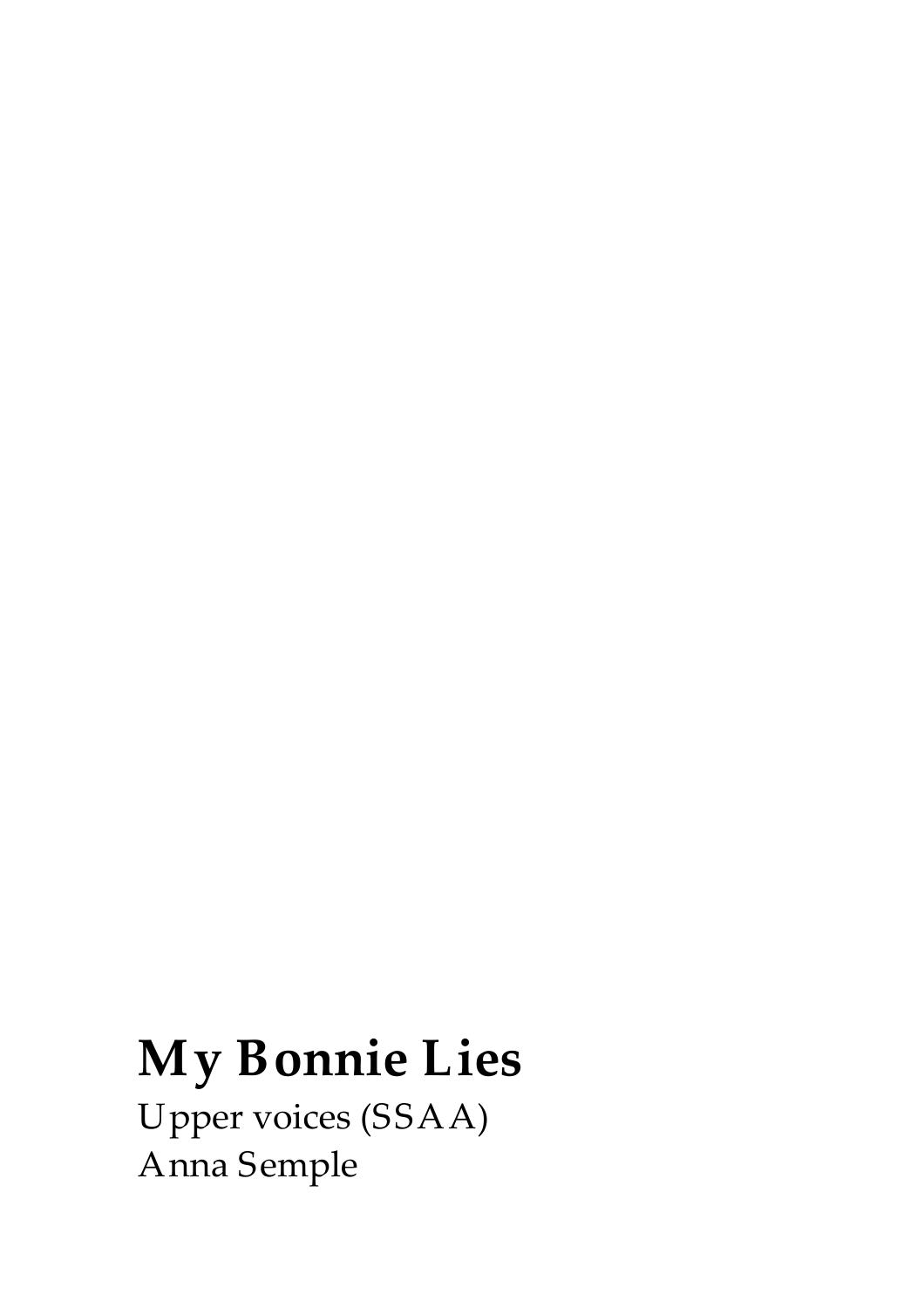# My Bonnie Lies

Upper voices (SSAA)

Anna Semple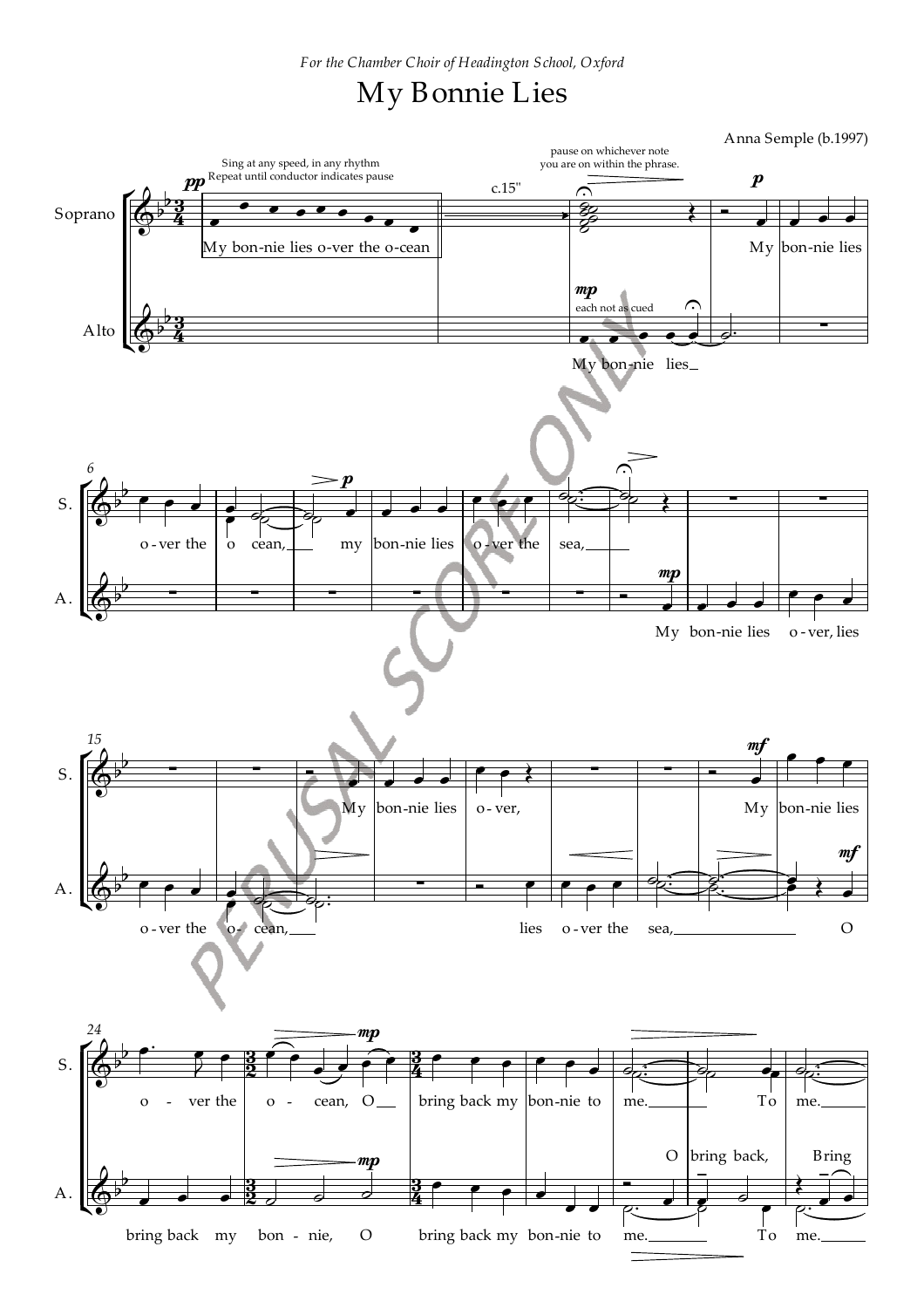*For the Chamber Choir of Headington School, Oxford*

# My Bonnie Lies

Anna Semple (b.1997)

Soprano

Alto

Sing at any speed, in any rhythm
Repeat until conductor indicates pause

c.15"

pause on whichever note you are on within the phrase.

each not as cued

PERUSAL SCORE ONLY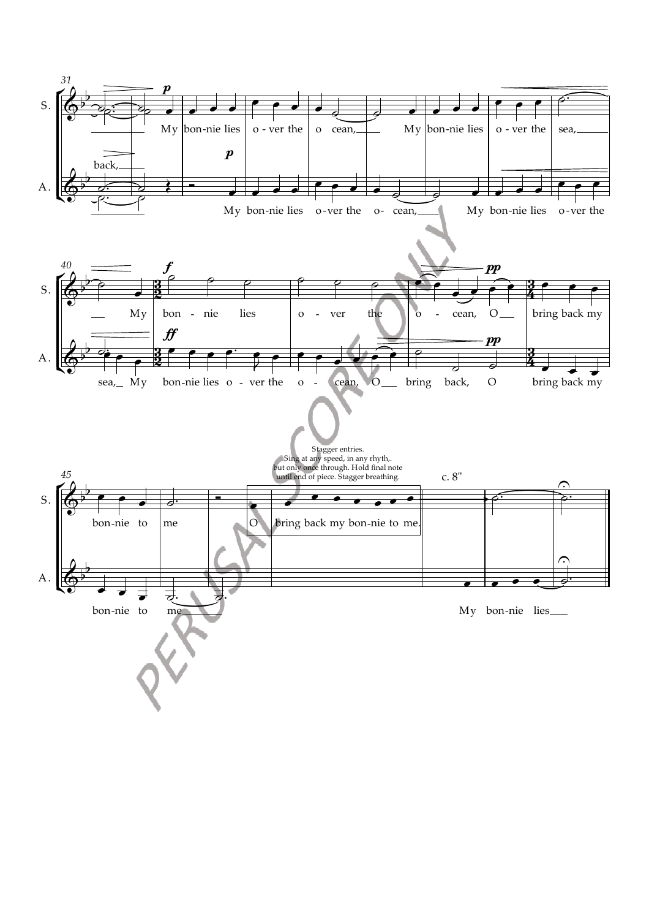31

S.

My bon-nie lies o - ver the o cean, My bon-nie lies o - ver the sea, My bon - nie lies o - ver the o - cean, O bring back my bon-nie to me

A.

back, My bon-nie lies o-ver the o- cean, My bon-nie lies o-ver the sea, My bon-nie lies o - ver the o - cean, O bring back, O bring back my bon-nie to me

40

45

Stagger entries.
Sing at any speed, in any rhyth,.
but only once through. Hold final note
until end of piece. Stagger breathing.

O bring back my bon-nie to me.

c. 8"

My bon-nie lies

PERUSAL SCORE ONLY